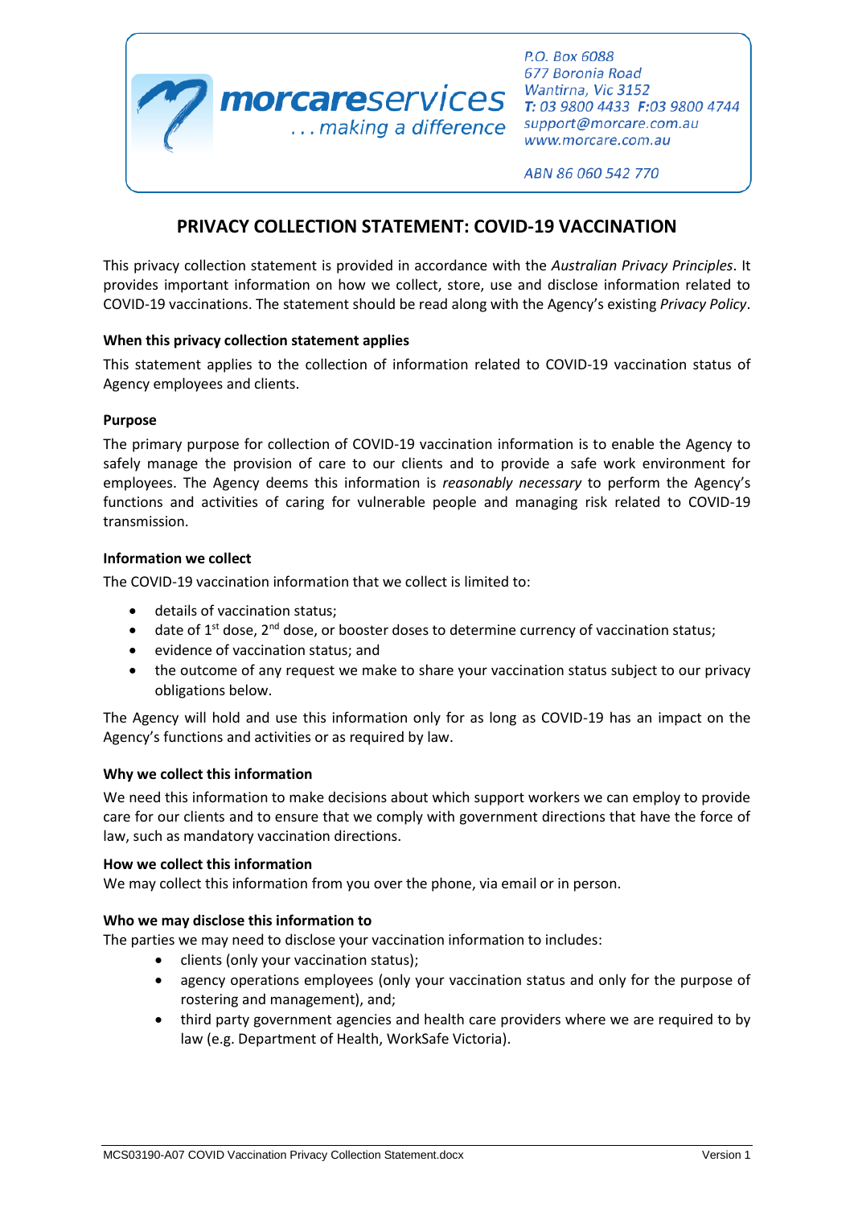**morcareservices** ...making a difference

P.O. Box 6088
677 Boronia Road
Wantirna, Vic 3152
**T:** 03 9800 4433 **F:** 03 9800 4744
support@morcare.com.au
www.morcare.com.au

ABN 86 060 542 770

# PRIVACY COLLECTION STATEMENT: COVID-19 VACCINATION

This privacy collection statement is provided in accordance with the *Australian Privacy Principles*. It provides important information on how we collect, store, use and disclose information related to COVID-19 vaccinations. The statement should be read along with the Agency's existing *Privacy Policy*.

**When this privacy collection statement applies**

This statement applies to the collection of information related to COVID-19 vaccination status of Agency employees and clients.

**Purpose**

The primary purpose for collection of COVID-19 vaccination information is to enable the Agency to safely manage the provision of care to our clients and to provide a safe work environment for employees. The Agency deems this information is *reasonably necessary* to perform the Agency's functions and activities of caring for vulnerable people and managing risk related to COVID-19 transmission.

**Information we collect**

The COVID-19 vaccination information that we collect is limited to:

- details of vaccination status;
- date of 1st dose, 2nd dose, or booster doses to determine currency of vaccination status;
- evidence of vaccination status; and
- the outcome of any request we make to share your vaccination status subject to our privacy obligations below.

The Agency will hold and use this information only for as long as COVID-19 has an impact on the Agency's functions and activities or as required by law.

**Why we collect this information**

We need this information to make decisions about which support workers we can employ to provide care for our clients and to ensure that we comply with government directions that have the force of law, such as mandatory vaccination directions.

**How we collect this information**

We may collect this information from you over the phone, via email or in person.

**Who we may disclose this information to**

The parties we may need to disclose your vaccination information to includes:

- clients (only your vaccination status);
- agency operations employees (only your vaccination status and only for the purpose of rostering and management), and;
- third party government agencies and health care providers where we are required to by law (e.g. Department of Health, WorkSafe Victoria).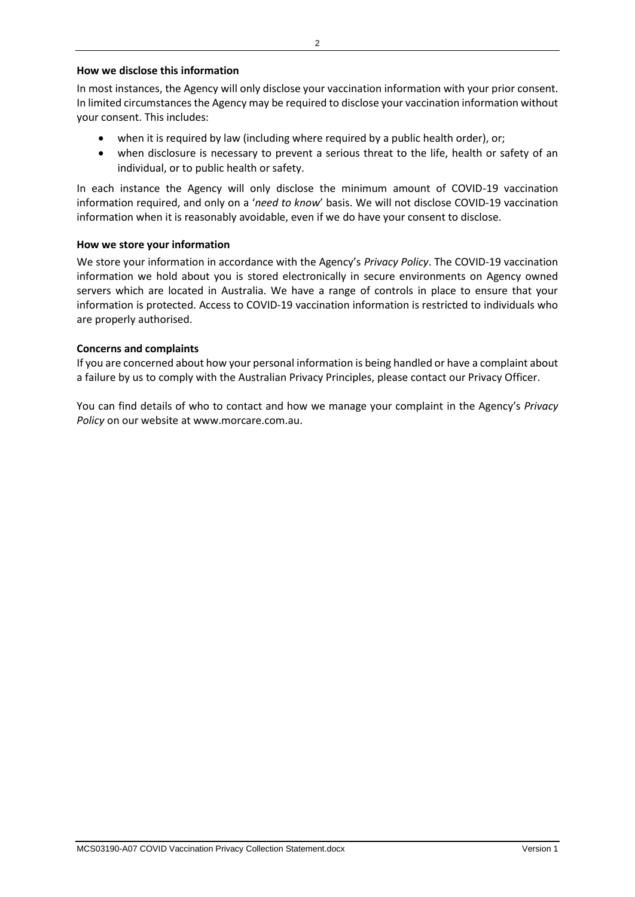**How we disclose this information**

In most instances, the Agency will only disclose your vaccination information with your prior consent. In limited circumstances the Agency may be required to disclose your vaccination information without your consent. This includes:

- when it is required by law (including where required by a public health order), or;
- when disclosure is necessary to prevent a serious threat to the life, health or safety of an individual, or to public health or safety.

In each instance the Agency will only disclose the minimum amount of COVID-19 vaccination information required, and only on a '*need to know*' basis. We will not disclose COVID-19 vaccination information when it is reasonably avoidable, even if we do have your consent to disclose.

**How we store your information**

We store your information in accordance with the Agency's *Privacy Policy*. The COVID-19 vaccination information we hold about you is stored electronically in secure environments on Agency owned servers which are located in Australia. We have a range of controls in place to ensure that your information is protected. Access to COVID-19 vaccination information is restricted to individuals who are properly authorised.

**Concerns and complaints**

If you are concerned about how your personal information is being handled or have a complaint about a failure by us to comply with the Australian Privacy Principles, please contact our Privacy Officer.

You can find details of who to contact and how we manage your complaint in the Agency's *Privacy Policy* on our website at www.morcare.com.au.